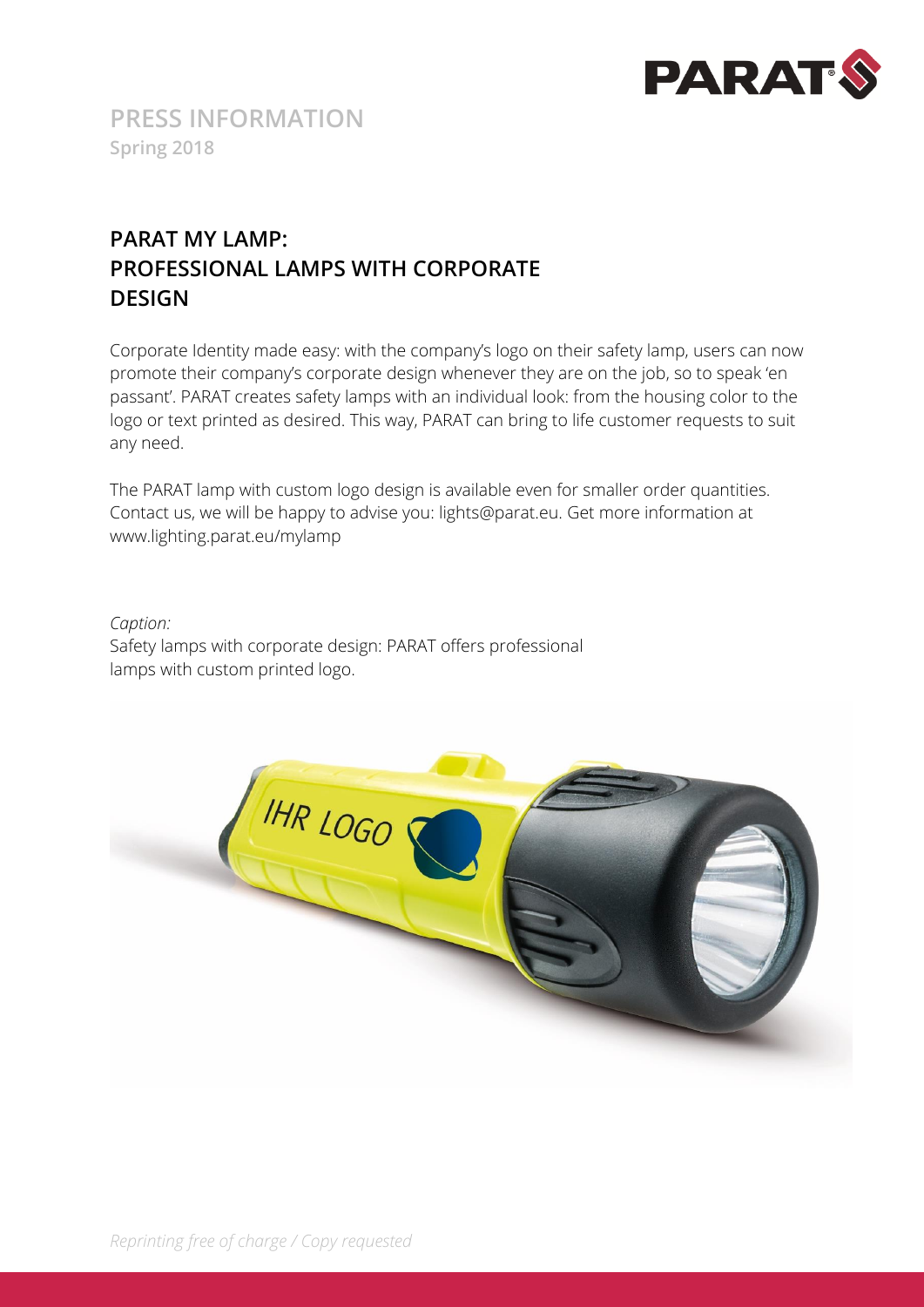# PRESS INFORMATION

**Spring 2018**

## PARAT MY LAMP: PROFESSIONAL LAMPS WITH CORPORATE DESIGN

Corporate Identity made easy: with the company's logo on their safety lamp, users can now promote their company's corporate design whenever they are on the job, so to speak 'en passant'. PARAT creates safety lamps with an individual look: from the housing color to the logo or text printed as desired. This way, PARAT can bring to life customer requests to suit any need.

The PARAT lamp with custom logo design is available even for smaller order quantities. Contact us, we will be happy to advise you: lights@parat.eu. Get more information at www.lighting.parat.eu/mylamp

*Caption:*

Safety lamps with corporate design: PARAT offers professional lamps with custom printed logo.

*Reprinting free of charge / Copy requested*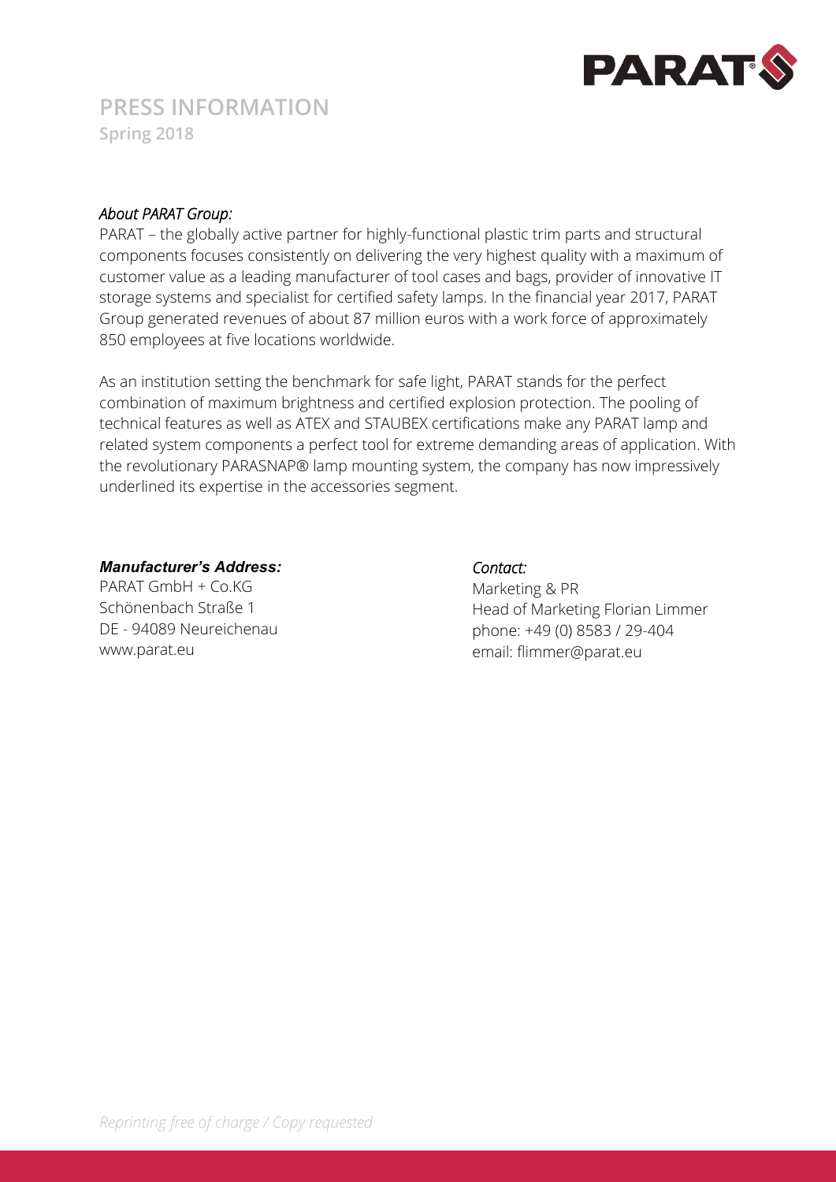# PRESS INFORMATION

**Spring 2018**

*About PARAT Group:*

PARAT – the globally active partner for highly-functional plastic trim parts and structural components focuses consistently on delivering the very highest quality with a maximum of customer value as a leading manufacturer of tool cases and bags, provider of innovative IT storage systems and specialist for certified safety lamps. In the financial year 2017, PARAT Group generated revenues of about 87 million euros with a work force of approximately 850 employees at five locations worldwide.

As an institution setting the benchmark for safe light, PARAT stands for the perfect combination of maximum brightness and certified explosion protection. The pooling of technical features as well as ATEX and STAUBEX certifications make any PARAT lamp and related system components a perfect tool for extreme demanding areas of application. With the revolutionary PARASNAP® lamp mounting system, the company has now impressively underlined its expertise in the accessories segment.

***Manufacturer's Address:***

PARAT GmbH + Co.KG
Schönenbach Straße 1
DE - 94089 Neureichenau
www.parat.eu

*Contact:*

Marketing & PR
Head of Marketing Florian Limmer
phone: +49 (0) 8583 / 29-404
email: flimmer@parat.eu

*Reprinting free of charge / Copy requested*